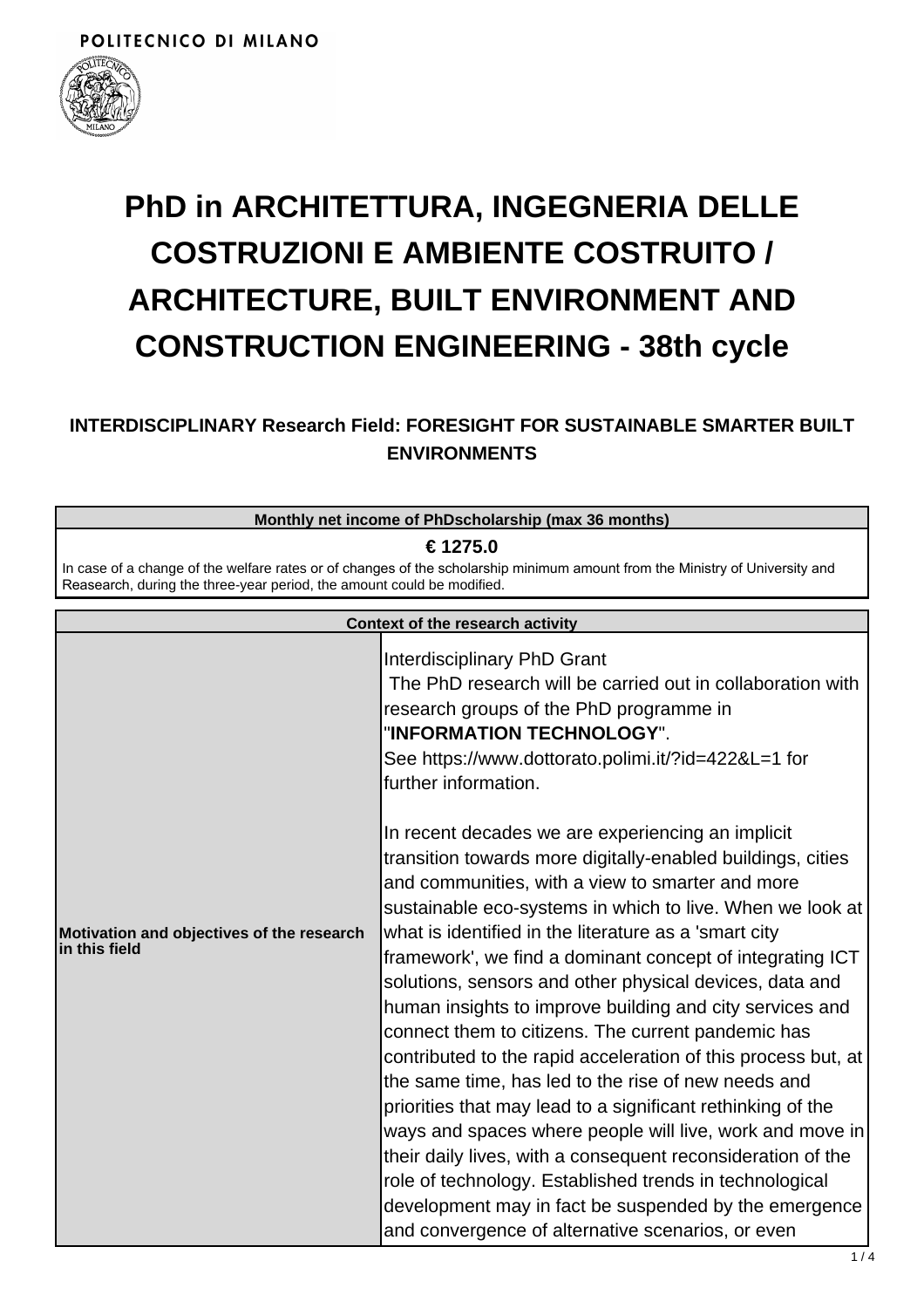POLITECNICO DI MILANO

# PhD in ARCHITETTURA, INGEGNERIA DELLE COSTRUZIONI E AMBIENTE COSTRUITO / ARCHITECTURE, BUILT ENVIRONMENT AND CONSTRUCTION ENGINEERING - 38th cycle

### INTERDISCIPLINARY Research Field: FORESIGHT FOR SUSTAINABLE SMARTER BUILT ENVIRONMENTS

| Monthly net income of PhDscholarship (max 36 months) |
|---|
| **€ 1275.0**<br>In case of a change of the welfare rates or of changes of the scholarship minimum amount from the Ministry of University and Reasearch, during the three-year period, the amount could be modified. |

| Context of the research activity | |
|---|---|
| **Motivation and objectives of the research in this field** | Interdisciplinary PhD Grant<br>The PhD research will be carried out in collaboration with research groups of the PhD programme in "**INFORMATION TECHNOLOGY**".<br>See https://www.dottorato.polimi.it/?id=422&L=1 for further information.<br><br>In recent decades we are experiencing an implicit transition towards more digitally-enabled buildings, cities and communities, with a view to smarter and more sustainable eco-systems in which to live. When we look at what is identified in the literature as a 'smart city framework', we find a dominant concept of integrating ICT solutions, sensors and other physical devices, data and human insights to improve building and city services and connect them to citizens. The current pandemic has contributed to the rapid acceleration of this process but, at the same time, has led to the rise of new needs and priorities that may lead to a significant rethinking of the ways and spaces where people will live, work and move in their daily lives, with a consequent reconsideration of the role of technology. Established trends in technological development may in fact be suspended by the emergence and convergence of alternative scenarios, or even |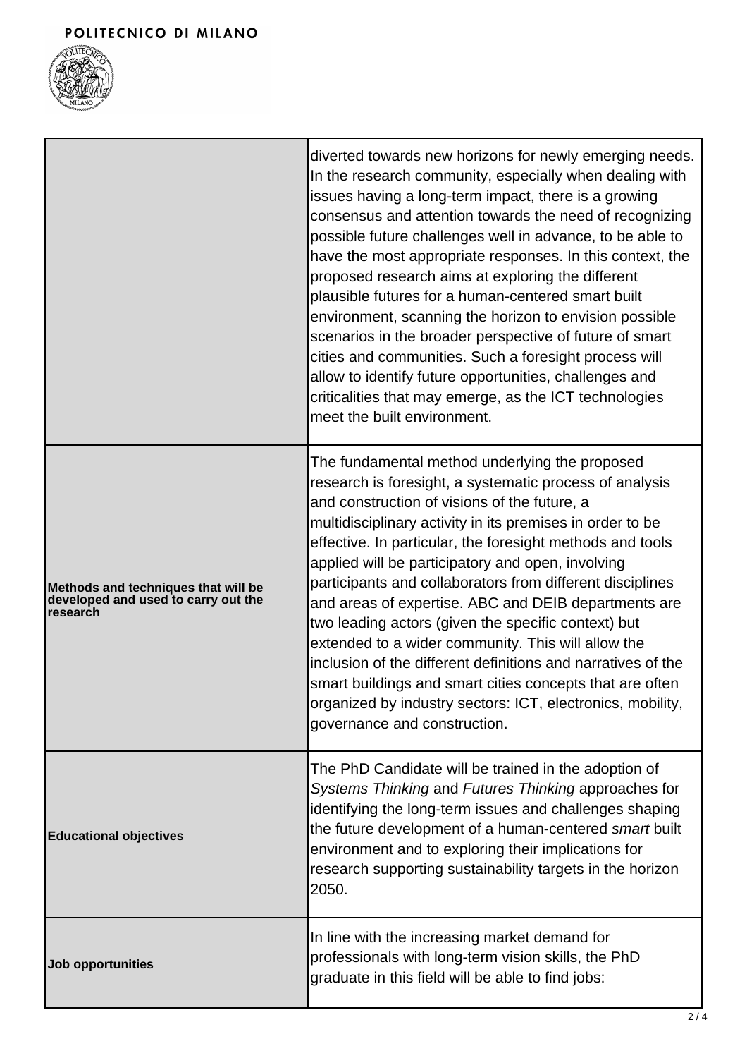| | |
|---|---|
| | diverted towards new horizons for newly emerging needs. In the research community, especially when dealing with issues having a long-term impact, there is a growing consensus and attention towards the need of recognizing possible future challenges well in advance, to be able to have the most appropriate responses. In this context, the proposed research aims at exploring the different plausible futures for a human-centered smart built environment, scanning the horizon to envision possible scenarios in the broader perspective of future of smart cities and communities. Such a foresight process will allow to identify future opportunities, challenges and criticalities that may emerge, as the ICT technologies meet the built environment. |
| **Methods and techniques that will be developed and used to carry out the research** | The fundamental method underlying the proposed research is foresight, a systematic process of analysis and construction of visions of the future, a multidisciplinary activity in its premises in order to be effective. In particular, the foresight methods and tools applied will be participatory and open, involving participants and collaborators from different disciplines and areas of expertise. ABC and DEIB departments are two leading actors (given the specific context) but extended to a wider community. This will allow the inclusion of the different definitions and narratives of the smart buildings and smart cities concepts that are often organized by industry sectors: ICT, electronics, mobility, governance and construction. |
| **Educational objectives** | The PhD Candidate will be trained in the adoption of *Systems Thinking* and *Futures Thinking* approaches for identifying the long-term issues and challenges shaping the future development of a human-centered *smart* built environment and to exploring their implications for research supporting sustainability targets in the horizon 2050. |
| **Job opportunities** | In line with the increasing market demand for professionals with long-term vision skills, the PhD graduate in this field will be able to find jobs: |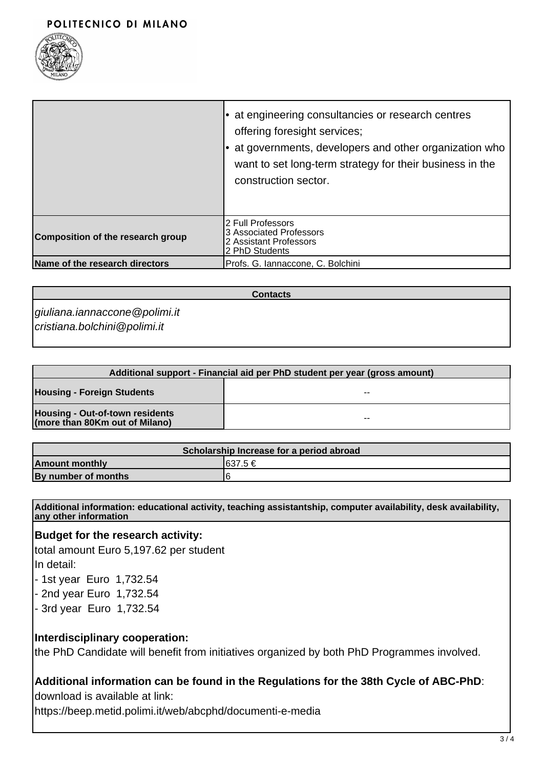| | |
|---|---|
| | • at engineering consultancies or research centres offering foresight services;<br>• at governments, developers and other organization who want to set long-term strategy for their business in the construction sector. |
| **Composition of the research group** | 2 Full Professors<br>3 Associated Professors<br>2 Assistant Professors<br>2 PhD Students |
| **Name of the research directors** | Profs. G. Iannaccone, C. Bolchini |

| Contacts |
|---|
| *giuliana.iannaccone@polimi.it*<br>*cristiana.bolchini@polimi.it* |

| Additional support - Financial aid per PhD student per year (gross amount) | |
|---|---|
| **Housing - Foreign Students** | -- |
| **Housing - Out-of-town residents (more than 80Km out of Milano)** | -- |

| Scholarship Increase for a period abroad | |
|---|---|
| **Amount monthly** | 637.5 € |
| **By number of months** | 6 |

**Additional information: educational activity, teaching assistantship, computer availability, desk availability, any other information**

**Budget for the research activity:**

total amount Euro 5,197.62 per student

In detail:

- 1st year Euro 1,732.54
- 2nd year Euro 1,732.54
- 3rd year Euro 1,732.54

**Interdisciplinary cooperation:**

the PhD Candidate will benefit from initiatives organized by both PhD Programmes involved.

**Additional information can be found in the Regulations for the 38th Cycle of ABC-PhD**:

download is available at link:

https://beep.metid.polimi.it/web/abcphd/documenti-e-media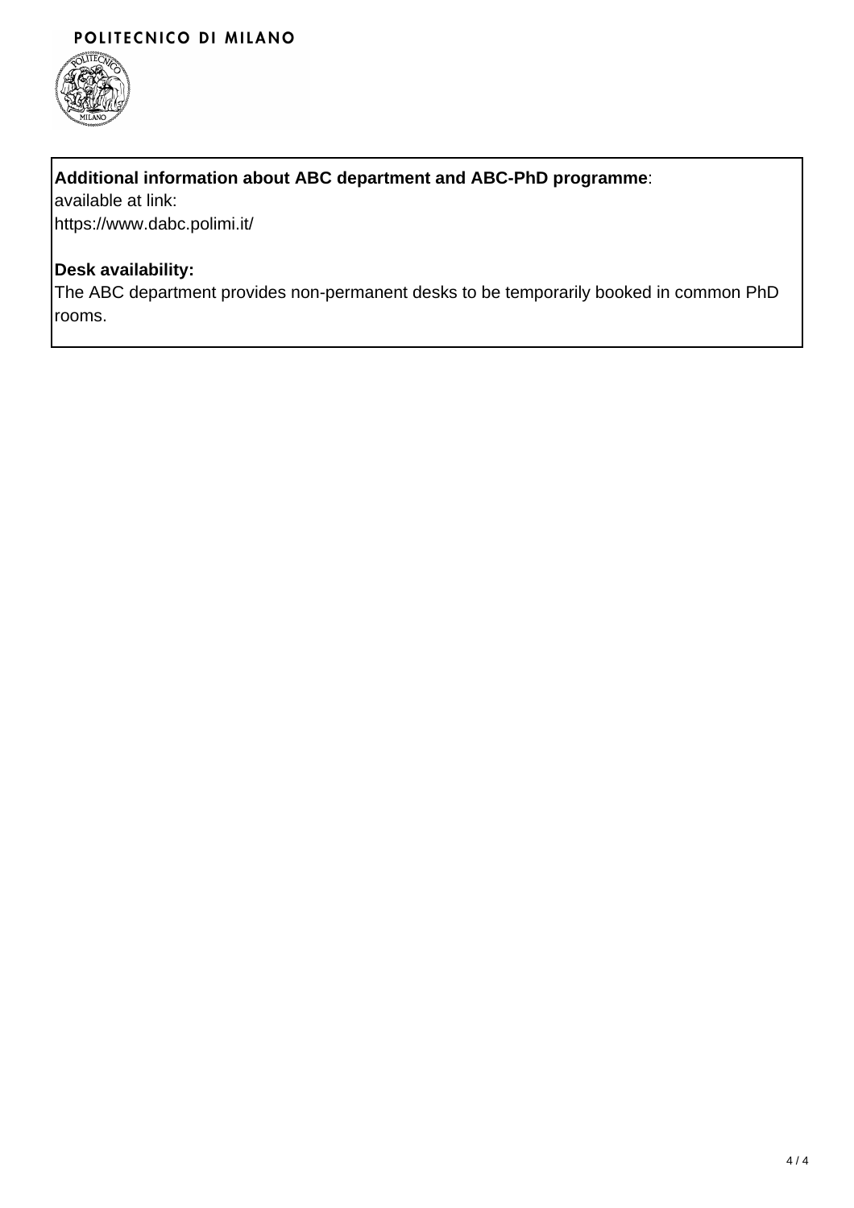**Additional information about ABC department and ABC-PhD programme**:
available at link:
https://www.dabc.polimi.it/

**Desk availability:**
The ABC department provides non-permanent desks to be temporarily booked in common PhD rooms.